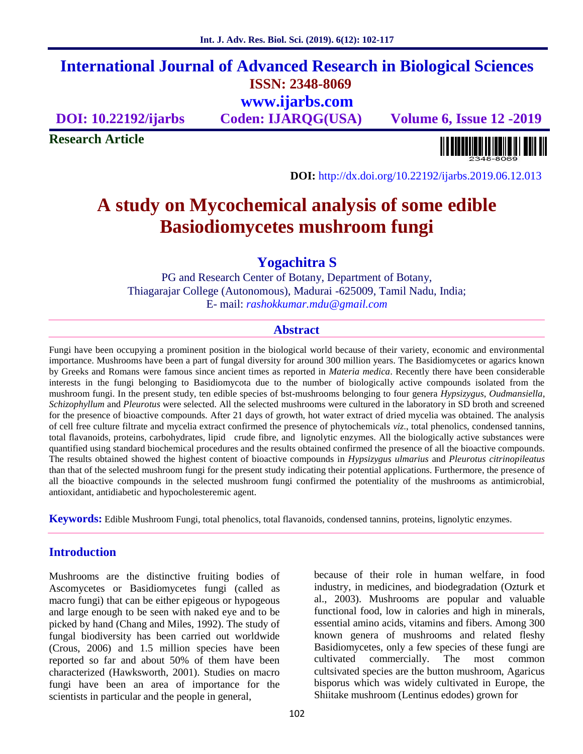# International Journal of Advanced Research in Biological Sciences

**ISSN: 2348-8069**

**www.ijarbs.com**

**DOI: 10.22192/ijarbs** **Coden: IJARQG(USA)** **Volume 6, Issue 12 -2019**

**Research Article**

**DOI:** http://dx.doi.org/10.22192/ijarbs.2019.06.12.013

# A study on Mycochemical analysis of some edible Basiodiomycetes mushroom fungi

**Yogachitra S**

PG and Research Center of Botany, Department of Botany,
Thiagarajar College (Autonomous), Madurai -625009, Tamil Nadu, India;
E- mail: *rashokkumar.mdu@gmail.com*

## Abstract

Fungi have been occupying a prominent position in the biological world because of their variety, economic and environmental importance. Mushrooms have been a part of fungal diversity for around 300 million years. The Basidiomycetes or agarics known by Greeks and Romans were famous since ancient times as reported in *Materia medica*. Recently there have been considerable interests in the fungi belonging to Basidiomycota due to the number of biologically active compounds isolated from the mushroom fungi. In the present study, ten edible species of bst-mushrooms belonging to four genera *Hypsizygus*, *Oudmansiella*, *Schizophyllum* and *Pleurotus* were selected. All the selected mushrooms were cultured in the laboratory in SD broth and screened for the presence of bioactive compounds. After 21 days of growth, hot water extract of dried mycelia was obtained. The analysis of cell free culture filtrate and mycelia extract confirmed the presence of phytochemicals *viz*., total phenolics, condensed tannins, total flavanoids, proteins, carbohydrates, lipid crude fibre, and lignolytic enzymes. All the biologically active substances were quantified using standard biochemical procedures and the results obtained confirmed the presence of all the bioactive compounds. The results obtained showed the highest content of bioactive compounds in *Hypsizygus ulmarius* and *Pleurotus citrinopileatus* than that of the selected mushroom fungi for the present study indicating their potential applications. Furthermore, the presence of all the bioactive compounds in the selected mushroom fungi confirmed the potentiality of the mushrooms as antimicrobial, antioxidant, antidiabetic and hypocholesteremic agent.

**Keywords:** Edible Mushroom Fungi, total phenolics, total flavanoids, condensed tannins, proteins, lignolytic enzymes.

## Introduction

Mushrooms are the distinctive fruiting bodies of Ascomycetes or Basidiomycetes fungi (called as macro fungi) that can be either epigeous or hypogeous and large enough to be seen with naked eye and to be picked by hand (Chang and Miles, 1992). The study of fungal biodiversity has been carried out worldwide (Crous, 2006) and 1.5 million species have been reported so far and about 50% of them have been characterized (Hawksworth, 2001). Studies on macro fungi have been an area of importance for the scientists in particular and the people in general, because of their role in human welfare, in food industry, in medicines, and biodegradation (Ozturk et al., 2003). Mushrooms are popular and valuable functional food, low in calories and high in minerals, essential amino acids, vitamins and fibers. Among 300 known genera of mushrooms and related fleshy Basidiomycetes, only a few species of these fungi are cultivated commercially. The most common cultsivated species are the button mushroom, Agaricus bisporus which was widely cultivated in Europe, the Shiitake mushroom (Lentinus edodes) grown for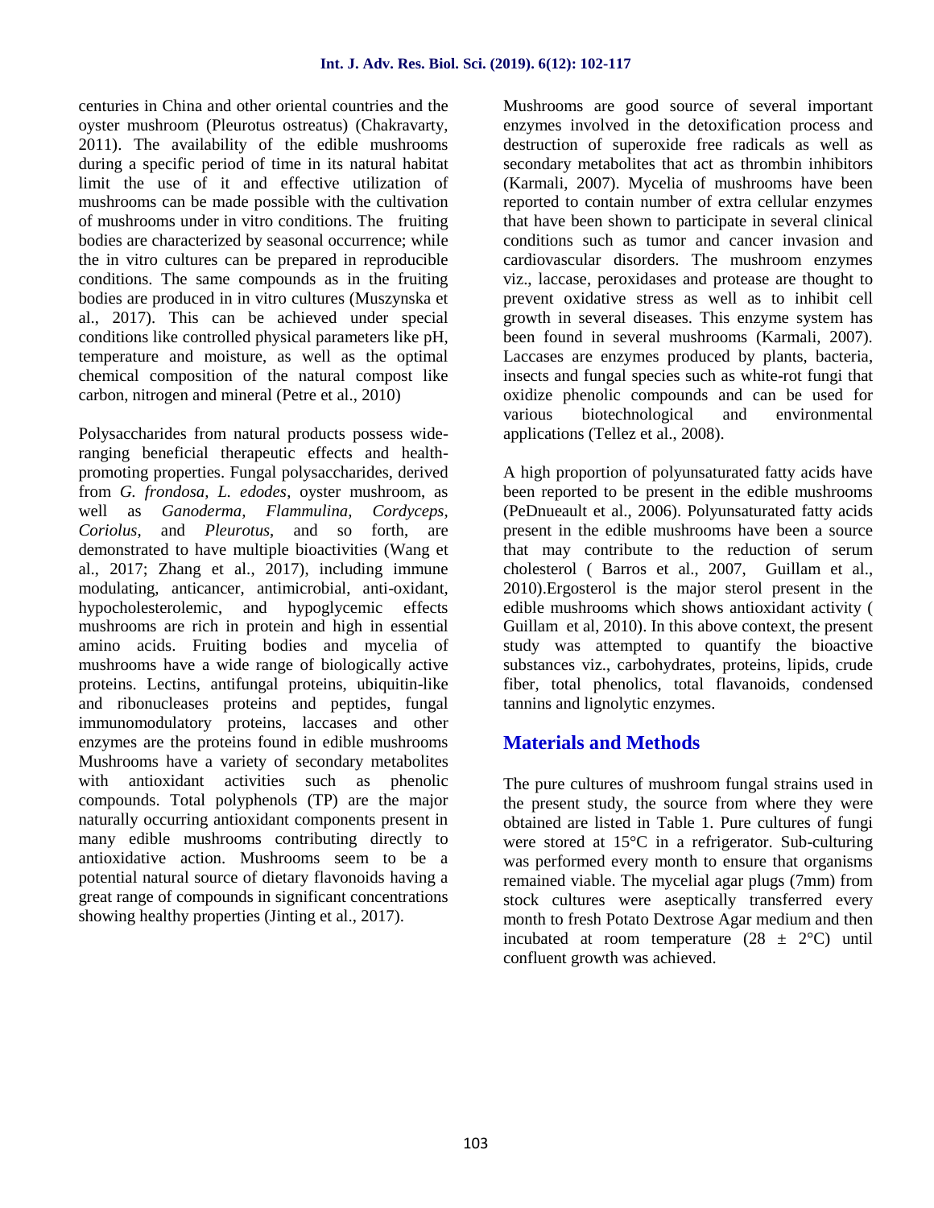centuries in China and other oriental countries and the oyster mushroom (Pleurotus ostreatus) (Chakravarty, 2011). The availability of the edible mushrooms during a specific period of time in its natural habitat limit the use of it and effective utilization of mushrooms can be made possible with the cultivation of mushrooms under in vitro conditions. The fruiting bodies are characterized by seasonal occurrence; while the in vitro cultures can be prepared in reproducible conditions. The same compounds as in the fruiting bodies are produced in in vitro cultures (Muszynska et al., 2017). This can be achieved under special conditions like controlled physical parameters like pH, temperature and moisture, as well as the optimal chemical composition of the natural compost like carbon, nitrogen and mineral (Petre et al., 2010)

Polysaccharides from natural products possess wide-ranging beneficial therapeutic effects and health-promoting properties. Fungal polysaccharides, derived from *G. frondosa*, *L. edodes*, oyster mushroom, as well as *Ganoderma, Flammulina, Cordyceps, Coriolus*, and *Pleurotus*, and so forth, are demonstrated to have multiple bioactivities (Wang et al., 2017; Zhang et al., 2017), including immune modulating, anticancer, antimicrobial, anti-oxidant, hypocholesterolemic, and hypoglycemic effects mushrooms are rich in protein and high in essential amino acids. Fruiting bodies and mycelia of mushrooms have a wide range of biologically active proteins. Lectins, antifungal proteins, ubiquitin-like and ribonucleases proteins and peptides, fungal immunomodulatory proteins, laccases and other enzymes are the proteins found in edible mushrooms Mushrooms have a variety of secondary metabolites with antioxidant activities such as phenolic compounds. Total polyphenols (TP) are the major naturally occurring antioxidant components present in many edible mushrooms contributing directly to antioxidative action. Mushrooms seem to be a potential natural source of dietary flavonoids having a great range of compounds in significant concentrations showing healthy properties (Jinting et al., 2017).

Mushrooms are good source of several important enzymes involved in the detoxification process and destruction of superoxide free radicals as well as secondary metabolites that act as thrombin inhibitors (Karmali, 2007). Mycelia of mushrooms have been reported to contain number of extra cellular enzymes that have been shown to participate in several clinical conditions such as tumor and cancer invasion and cardiovascular disorders. The mushroom enzymes viz., laccase, peroxidases and protease are thought to prevent oxidative stress as well as to inhibit cell growth in several diseases. This enzyme system has been found in several mushrooms (Karmali, 2007). Laccases are enzymes produced by plants, bacteria, insects and fungal species such as white-rot fungi that oxidize phenolic compounds and can be used for various biotechnological and environmental applications (Tellez et al., 2008).

A high proportion of polyunsaturated fatty acids have been reported to be present in the edible mushrooms (PeDnueault et al., 2006). Polyunsaturated fatty acids present in the edible mushrooms have been a source that may contribute to the reduction of serum cholesterol ( Barros et al., 2007, Guillam et al., 2010).Ergosterol is the major sterol present in the edible mushrooms which shows antioxidant activity ( Guillam et al, 2010). In this above context, the present study was attempted to quantify the bioactive substances viz., carbohydrates, proteins, lipids, crude fiber, total phenolics, total flavanoids, condensed tannins and lignolytic enzymes.

## Materials and Methods

The pure cultures of mushroom fungal strains used in the present study, the source from where they were obtained are listed in Table 1. Pure cultures of fungi were stored at 15°C in a refrigerator. Sub-culturing was performed every month to ensure that organisms remained viable. The mycelial agar plugs (7mm) from stock cultures were aseptically transferred every month to fresh Potato Dextrose Agar medium and then incubated at room temperature (28 ± 2°C) until confluent growth was achieved.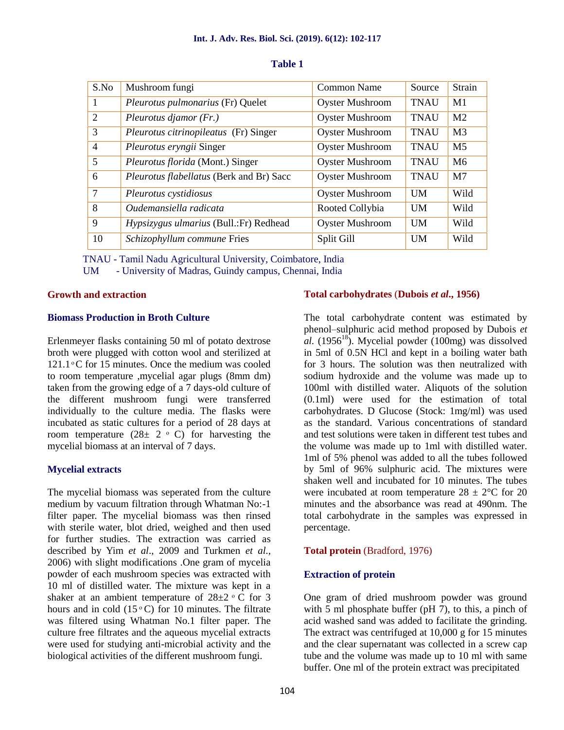**Table 1**

| S.No | Mushroom fungi | Common Name | Source | Strain |
|---|---|---|---|---|
| 1 | *Pleurotus pulmonarius* (Fr) Quelet | Oyster Mushroom | TNAU | M1 |
| 2 | *Pleurotus djamor (Fr.)* | Oyster Mushroom | TNAU | M2 |
| 3 | *Pleurotus citrinopileatus* (Fr) Singer | Oyster Mushroom | TNAU | M3 |
| 4 | *Pleurotus eryngii* Singer | Oyster Mushroom | TNAU | M5 |
| 5 | *Pleurotus florida* (Mont.) Singer | Oyster Mushroom | TNAU | M6 |
| 6 | *Pleurotus flabellatus* (Berk and Br) Sacc | Oyster Mushroom | TNAU | M7 |
| 7 | *Pleurotus cystidiosus* | Oyster Mushroom | UM | Wild |
| 8 | *Oudemansiella radicata* | Rooted Collybia | UM | Wild |
| 9 | *Hypsizygus ulmarius* (Bull.:Fr) Redhead | Oyster Mushroom | UM | Wild |
| 10 | *Schizophyllum commune* Fries | Split Gill | UM | Wild |

TNAU - Tamil Nadu Agricultural University, Coimbatore, India
UM - University of Madras, Guindy campus, Chennai, India

## Growth and extraction

### Biomass Production in Broth Culture

Erlenmeyer flasks containing 50 ml of potato dextrose broth were plugged with cotton wool and sterilized at 121.1°C for 15 minutes. Once the medium was cooled to room temperature ,mycelial agar plugs (8mm dm) taken from the growing edge of a 7 days-old culture of the different mushroom fungi were transferred individually to the culture media. The flasks were incubated as static cultures for a period of 28 days at room temperature (28± 2 °C) for harvesting the mycelial biomass at an interval of 7 days.

### Mycelial extracts

The mycelial biomass was seperated from the culture medium by vacuum filtration through Whatman No:-1 filter paper. The mycelial biomass was then rinsed with sterile water, blot dried, weighed and then used for further studies. The extraction was carried as described by Yim *et al*., 2009 and Turkmen *et al.*, 2006) with slight modifications .One gram of mycelia powder of each mushroom species was extracted with 10 ml of distilled water. The mixture was kept in a shaker at an ambient temperature of 28±2 °C for 3 hours and in cold (15°C) for 10 minutes. The filtrate was filtered using Whatman No.1 filter paper. The culture free filtrates and the aqueous mycelial extracts were used for studying anti-microbial activity and the biological activities of the different mushroom fungi.

### Total carbohydrates (Dubois *et al*., 1956)

The total carbohydrate content was estimated by phenol–sulphuric acid method proposed by Dubois *et al.* (1956[18]). Mycelial powder (100mg) was dissolved in 5ml of 0.5N HCl and kept in a boiling water bath for 3 hours. The solution was then neutralized with sodium hydroxide and the volume was made up to 100ml with distilled water. Aliquots of the solution (0.1ml) were used for the estimation of total carbohydrates. D Glucose (Stock: 1mg/ml) was used as the standard. Various concentrations of standard and test solutions were taken in different test tubes and the volume was made up to 1ml with distilled water. 1ml of 5% phenol was added to all the tubes followed by 5ml of 96% sulphuric acid. The mixtures were shaken well and incubated for 10 minutes. The tubes were incubated at room temperature 28 ± 2°C for 20 minutes and the absorbance was read at 490nm. The total carbohydrate in the samples was expressed in percentage.

### Total protein (Bradford, 1976)

### Extraction of protein

One gram of dried mushroom powder was ground with 5 ml phosphate buffer (pH 7), to this, a pinch of acid washed sand was added to facilitate the grinding. The extract was centrifuged at 10,000 g for 15 minutes and the clear supernatant was collected in a screw cap tube and the volume was made up to 10 ml with same buffer. One ml of the protein extract was precipitated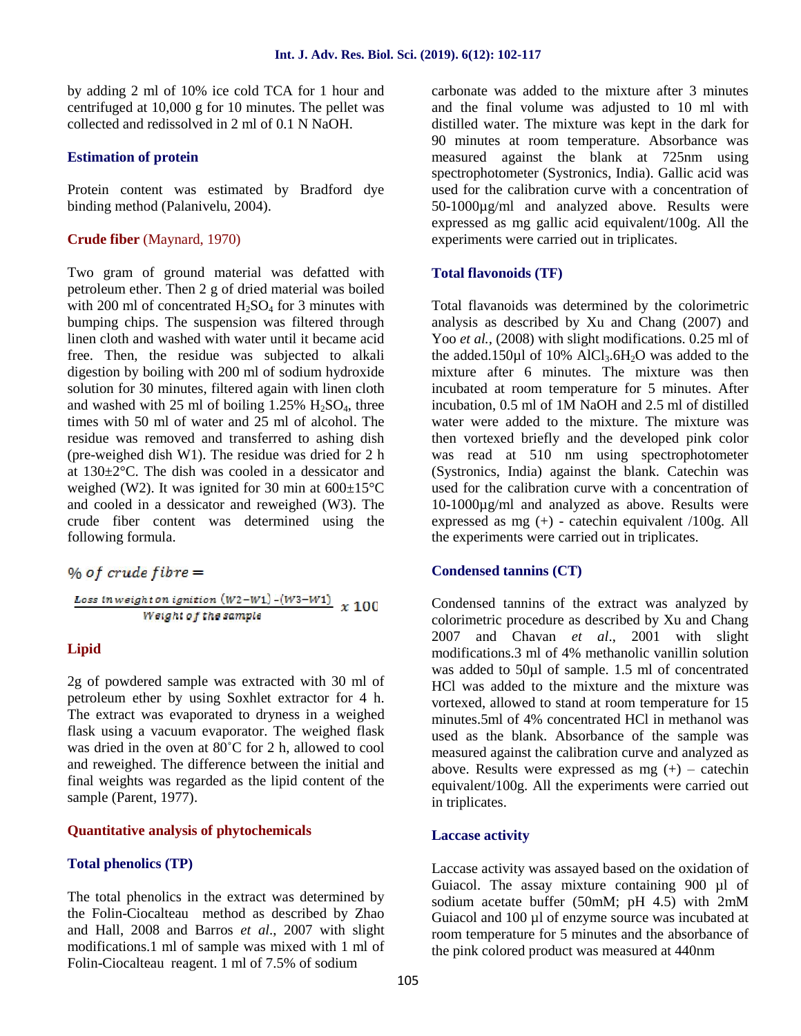by adding 2 ml of 10% ice cold TCA for 1 hour and centrifuged at 10,000 g for 10 minutes. The pellet was collected and redissolved in 2 ml of 0.1 N NaOH.

### Estimation of protein

Protein content was estimated by Bradford dye binding method (Palanivelu, 2004).

### Crude fiber (Maynard, 1970)

Two gram of ground material was defatted with petroleum ether. Then 2 g of dried material was boiled with 200 ml of concentrated $H_2SO_4$ for 3 minutes with bumping chips. The suspension was filtered through linen cloth and washed with water until it became acid free. Then, the residue was subjected to alkali digestion by boiling with 200 ml of sodium hydroxide solution for 30 minutes, filtered again with linen cloth and washed with 25 ml of boiling 1.25% $H_2SO_4$, three times with 50 ml of water and 25 ml of alcohol. The residue was removed and transferred to ashing dish (pre-weighed dish W1). The residue was dried for 2 h at 130±2°C. The dish was cooled in a dessicator and weighed (W2). It was ignited for 30 min at 600±15°C and cooled in a dessicator and reweighed (W3). The crude fiber content was determined using the following formula.

$$\% \ of \ crude \ fibre = \frac{Loss \ in \ weight \ on \ ignition \ (W2-W1)-(W3-W1)}{Weight \ of \ the \ sample} \ x \ 100$$

### Lipid

2g of powdered sample was extracted with 30 ml of petroleum ether by using Soxhlet extractor for 4 h. The extract was evaporated to dryness in a weighed flask using a vacuum evaporator. The weighed flask was dried in the oven at 80˚C for 2 h, allowed to cool and reweighed. The difference between the initial and final weights was regarded as the lipid content of the sample (Parent, 1977).

### Quantitative analysis of phytochemicals

### Total phenolics (TP)

The total phenolics in the extract was determined by the Folin-Ciocalteau method as described by Zhao and Hall, 2008 and Barros *et al*., 2007 with slight modifications.1 ml of sample was mixed with 1 ml of Folin-Ciocalteau reagent. 1 ml of 7.5% of sodium carbonate was added to the mixture after 3 minutes and the final volume was adjusted to 10 ml with distilled water. The mixture was kept in the dark for 90 minutes at room temperature. Absorbance was measured against the blank at 725nm using spectrophotometer (Systronics, India). Gallic acid was used for the calibration curve with a concentration of 50-1000µg/ml and analyzed above. Results were expressed as mg gallic acid equivalent/100g. All the experiments were carried out in triplicates.

### Total flavonoids (TF)

Total flavanoids was determined by the colorimetric analysis as described by Xu and Chang (2007) and Yoo *et al.,* (2008) with slight modifications. 0.25 ml of the added.150µl of 10% $AlCl_3.6H_2O$ was added to the mixture after 6 minutes. The mixture was then incubated at room temperature for 5 minutes. After incubation, 0.5 ml of 1M NaOH and 2.5 ml of distilled water were added to the mixture. The mixture was then vortexed briefly and the developed pink color was read at 510 nm using spectrophotometer (Systronics, India) against the blank. Catechin was used for the calibration curve with a concentration of 10-1000µg/ml and analyzed as above. Results were expressed as mg (+) - catechin equivalent /100g. All the experiments were carried out in triplicates.

### Condensed tannins (CT)

Condensed tannins of the extract was analyzed by colorimetric procedure as described by Xu and Chang 2007 and Chavan *et al*., 2001 with slight modifications.3 ml of 4% methanolic vanillin solution was added to 50µl of sample. 1.5 ml of concentrated HCl was added to the mixture and the mixture was vortexed, allowed to stand at room temperature for 15 minutes.5ml of 4% concentrated HCl in methanol was used as the blank. Absorbance of the sample was measured against the calibration curve and analyzed as above. Results were expressed as mg (+) – catechin equivalent/100g. All the experiments were carried out in triplicates.

### Laccase activity

Laccase activity was assayed based on the oxidation of Guiacol. The assay mixture containing 900 µl of sodium acetate buffer (50mM; pH 4.5) with 2mM Guiacol and 100 µl of enzyme source was incubated at room temperature for 5 minutes and the absorbance of the pink colored product was measured at 440nm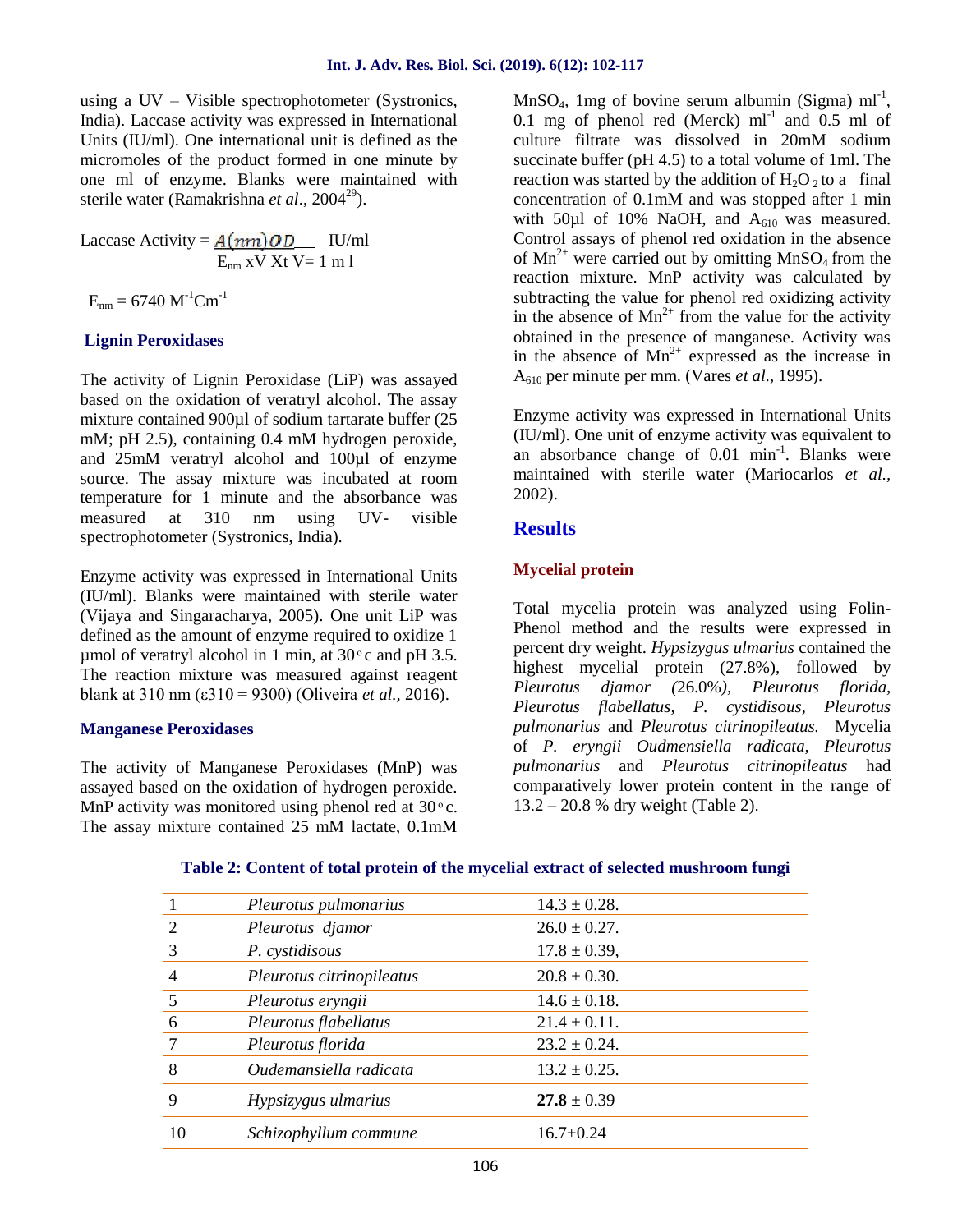using a UV – Visible spectrophotometer (Systronics, India). Laccase activity was expressed in International Units (IU/ml). One international unit is defined as the micromoles of the product formed in one minute by one ml of enzyme. Blanks were maintained with sterile water (Ramakrishna *et al*., 2004[29]).

$$\text{Laccase Activity} = \frac{A(nm)OD}{E_{nm} \times V \times t} \text{ IU/ml} \quad V = 1 \text{ ml}$$

$E_{nm} = 6740\ M^{-1}Cm^{-1}$

### Lignin Peroxidases

The activity of Lignin Peroxidase (LiP) was assayed based on the oxidation of veratryl alcohol. The assay mixture contained 900µl of sodium tartarate buffer (25 mM; pH 2.5), containing 0.4 mM hydrogen peroxide, and 25mM veratryl alcohol and 100µl of enzyme source. The assay mixture was incubated at room temperature for 1 minute and the absorbance was measured at 310 nm using UV- visible spectrophotometer (Systronics, India).

Enzyme activity was expressed in International Units (IU/ml). Blanks were maintained with sterile water (Vijaya and Singaracharya, 2005). One unit LiP was defined as the amount of enzyme required to oxidize 1 µmol of veratryl alcohol in 1 min, at 30°c and pH 3.5. The reaction mixture was measured against reagent blank at 310 nm ($\varepsilon 310 = 9300$) (Oliveira *et al.,* 2016).

### Manganese Peroxidases

The activity of Manganese Peroxidases (MnP) was assayed based on the oxidation of hydrogen peroxide. MnP activity was monitored using phenol red at 30°c. The assay mixture contained 25 mM lactate, 0.1mM $MnSO_4$, 1mg of bovine serum albumin (Sigma) $ml^{-1}$, 0.1 mg of phenol red (Merck) $ml^{-1}$ and 0.5 ml of culture filtrate was dissolved in 20mM sodium succinate buffer (pH 4.5) to a total volume of 1ml. The reaction was started by the addition of $H_2O_2$ to a final concentration of 0.1mM and was stopped after 1 min with 50µl of 10% NaOH, and $A_{610}$ was measured. Control assays of phenol red oxidation in the absence of $Mn^{2+}$ were carried out by omitting $MnSO_4$ from the reaction mixture. MnP activity was calculated by subtracting the value for phenol red oxidizing activity in the absence of $Mn^{2+}$ from the value for the activity obtained in the presence of manganese. Activity was in the absence of $Mn^{2+}$ expressed as the increase in $A_{610}$ per minute per mm. (Vares *et al.,* 1995).

Enzyme activity was expressed in International Units (IU/ml). One unit of enzyme activity was equivalent to an absorbance change of 0.01 $min^{-1}$. Blanks were maintained with sterile water (Mariocarlos *et al.*, 2002).

## Results

### Mycelial protein

Total mycelia protein was analyzed using Folin-Phenol method and the results were expressed in percent dry weight. *Hypsizygus ulmarius* contained the highest mycelial protein (27.8%), followed by *Pleurotus djamor (*26.0%*), Pleurotus florida, Pleurotus flabellatus, P. cystidisous, Pleurotus pulmonarius* and *Pleurotus citrinopileatus.* Mycelia of *P. eryngii Oudmensiella radicata, Pleurotus pulmonarius* and *Pleurotus citrinopileatus* had comparatively lower protein content in the range of 13.2 – 20.8 % dry weight (Table 2).

**Table 2: Content of total protein of the mycelial extract of selected mushroom fungi**

| | | |
|---|---|---|
| 1 | *Pleurotus pulmonarius* | 14.3 ± 0.28. |
| 2 | *Pleurotus djamor* | 26.0 ± 0.27. |
| 3 | *P. cystidisous* | 17.8 ± 0.39, |
| 4 | *Pleurotus citrinopileatus* | 20.8 ± 0.30. |
| 5 | *Pleurotus eryngii* | 14.6 ± 0.18. |
| 6 | *Pleurotus flabellatus* | 21.4 ± 0.11. |
| 7 | *Pleurotus florida* | 23.2 ± 0.24. |
| 8 | *Oudemansiella radicata* | 13.2 ± 0.25. |
| 9 | *Hypsizygus ulmarius* | **27.8** ± 0.39 |
| 10 | *Schizophyllum commune* | 16.7±0.24 |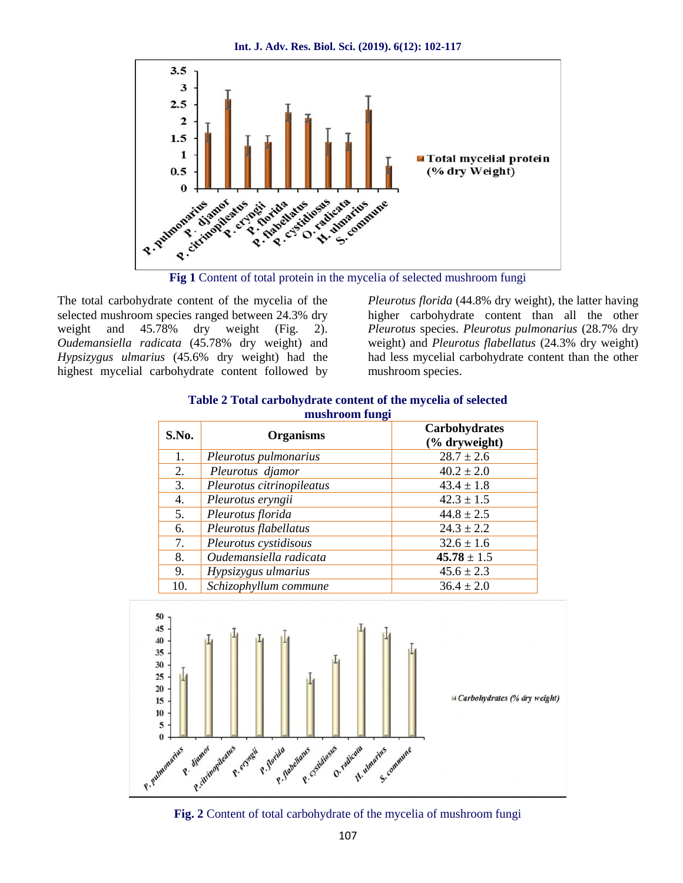Fig 1 Content of total protein in the mycelia of selected mushroom fungi

The total carbohydrate content of the mycelia of the selected mushroom species ranged between 24.3% dry weight and 45.78% dry weight (Fig. 2). *Oudemansiella radicata* (45.78% dry weight) and *Hypsizygus ulmarius* (45.6% dry weight) had the highest mycelial carbohydrate content followed by *Pleurotus florida* (44.8% dry weight), the latter having higher carbohydrate content than all the other *Pleurotus* species. *Pleurotus pulmonarius* (28.7% dry weight) and *Pleurotus flabellatus* (24.3% dry weight) had less mycelial carbohydrate content than the other mushroom species.

**Table 2 Total carbohydrate content of the mycelia of selected mushroom fungi**

| S.No. | Organisms | Carbohydrates (% dryweight) |
|---|---|---|
| 1. | *Pleurotus pulmonarius* | 28.7 ± 2.6 |
| 2. | *Pleurotus djamor* | 40.2 ± 2.0 |
| 3. | *Pleurotus citrinopileatus* | 43.4 ± 1.8 |
| 4. | *Pleurotus eryngii* | 42.3 ± 1.5 |
| 5. | *Pleurotus florida* | 44.8 ± 2.5 |
| 6. | *Pleurotus flabellatus* | 24.3 ± 2.2 |
| 7. | *Pleurotus cystidisous* | 32.6 ± 1.6 |
| 8. | *Oudemansiella radicata* | **45.78** ± 1.5 |
| 9. | *Hypsizygus ulmarius* | 45.6 ± 2.3 |
| 10. | *Schizophyllum commune* | 36.4 ± 2.0 |

Fig. 2 Content of total carbohydrate of the mycelia of mushroom fungi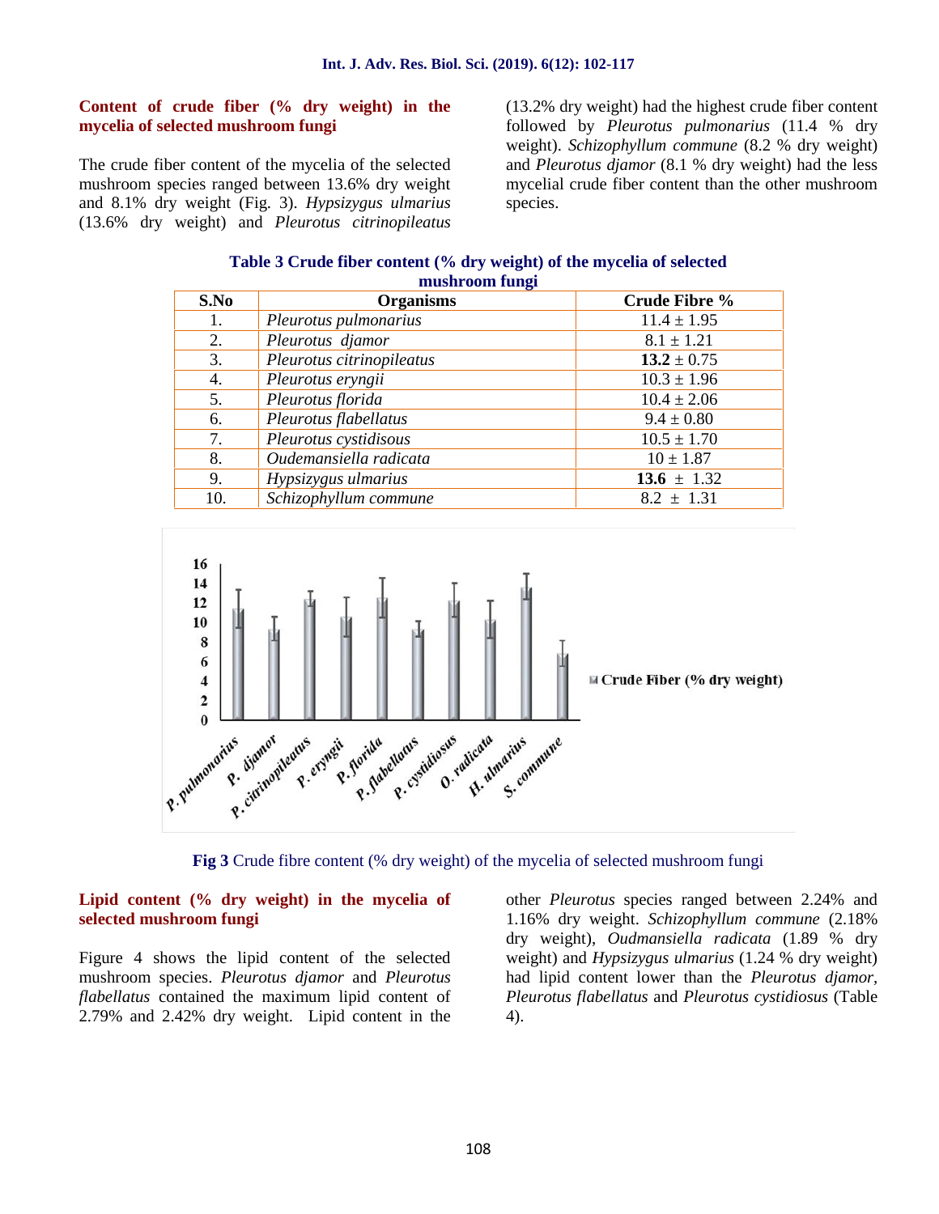### Content of crude fiber (% dry weight) in the mycelia of selected mushroom fungi

The crude fiber content of the mycelia of the selected mushroom species ranged between 13.6% dry weight and 8.1% dry weight (Fig. 3). *Hypsizygus ulmarius* (13.6% dry weight) and *Pleurotus citrinopileatus* (13.2% dry weight) had the highest crude fiber content followed by *Pleurotus pulmonarius* (11.4 % dry weight). *Schizophyllum commune* (8.2 % dry weight) and *Pleurotus djamor* (8.1 % dry weight) had the less mycelial crude fiber content than the other mushroom species.

**Table 3 Crude fiber content (% dry weight) of the mycelia of selected mushroom fungi**

| S.No | Organisms | Crude Fibre % |
|---|---|---|
| 1. | *Pleurotus pulmonarius* | 11.4 ± 1.95 |
| 2. | *Pleurotus djamor* | 8.1 ± 1.21 |
| 3. | *Pleurotus citrinopileatus* | **13.2** ± 0.75 |
| 4. | *Pleurotus eryngii* | 10.3 ± 1.96 |
| 5. | *Pleurotus florida* | 10.4 ± 2.06 |
| 6. | *Pleurotus flabellatus* | 9.4 ± 0.80 |
| 7. | *Pleurotus cystidisous* | 10.5 ± 1.70 |
| 8. | *Oudemansiella radicata* | 10 ± 1.87 |
| 9. | *Hypsizygus ulmarius* | **13.6** ± 1.32 |
| 10. | *Schizophyllum commune* | 8.2 ± 1.31 |

**Fig 3** Crude fibre content (% dry weight) of the mycelia of selected mushroom fungi

### Lipid content (% dry weight) in the mycelia of selected mushroom fungi

Figure 4 shows the lipid content of the selected mushroom species. *Pleurotus djamor* and *Pleurotus flabellatus* contained the maximum lipid content of 2.79% and 2.42% dry weight. Lipid content in the other *Pleurotus* species ranged between 2.24% and 1.16% dry weight. *Schizophyllum commune* (2.18% dry weight), *Oudmansiella radicata* (1.89 % dry weight) and *Hypsizygus ulmarius* (1.24 % dry weight) had lipid content lower than the *Pleurotus djamor*, *Pleurotus flabellatus* and *Pleurotus cystidiosus* (Table 4).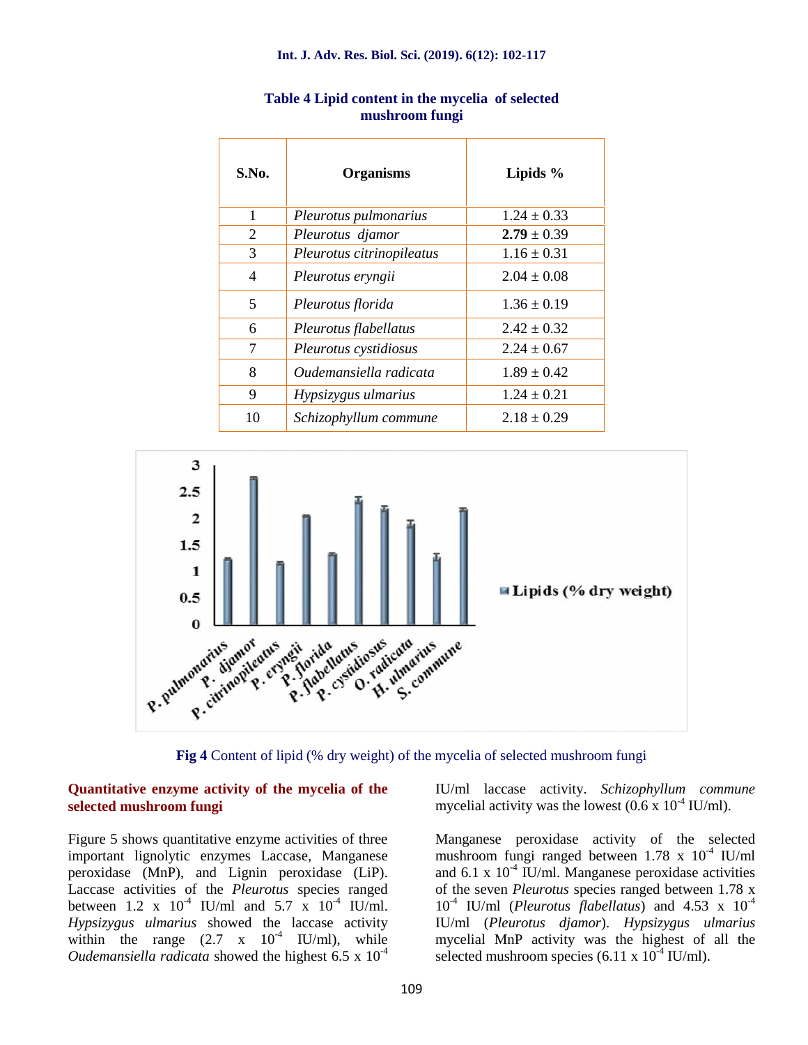**Table 4 Lipid content in the mycelia of selected mushroom fungi**

| S.No. | Organisms | Lipids % |
|---|---|---|
| 1 | *Pleurotus pulmonarius* | 1.24 ± 0.33 |
| 2 | *Pleurotus djamor* | **2.79** ± 0.39 |
| 3 | *Pleurotus citrinopileatus* | 1.16 ± 0.31 |
| 4 | *Pleurotus eryngii* | 2.04 ± 0.08 |
| 5 | *Pleurotus florida* | 1.36 ± 0.19 |
| 6 | *Pleurotus flabellatus* | 2.42 ± 0.32 |
| 7 | *Pleurotus cystidiosus* | 2.24 ± 0.67 |
| 8 | *Oudemansiella radicata* | 1.89 ± 0.42 |
| 9 | *Hypsizygus ulmarius* | 1.24 ± 0.21 |
| 10 | *Schizophyllum commune* | 2.18 ± 0.29 |

**Fig 4** Content of lipid (% dry weight) of the mycelia of selected mushroom fungi

## Quantitative enzyme activity of the mycelia of the selected mushroom fungi

Figure 5 shows quantitative enzyme activities of three important lignolytic enzymes Laccase, Manganese peroxidase (MnP), and Lignin peroxidase (LiP). Laccase activities of the *Pleurotus* species ranged between 1.2 x $10^{-4}$ IU/ml and 5.7 x $10^{-4}$ IU/ml. *Hypsizygus ulmarius* showed the laccase activity within the range (2.7 x $10^{-4}$ IU/ml), while *Oudemansiella radicata* showed the highest 6.5 x $10^{-4}$ IU/ml laccase activity. *Schizophyllum commune* mycelial activity was the lowest (0.6 x $10^{-4}$ IU/ml).

Manganese peroxidase activity of the selected mushroom fungi ranged between 1.78 x $10^{-4}$ IU/ml and 6.1 x $10^{-4}$ IU/ml. Manganese peroxidase activities of the seven *Pleurotus* species ranged between 1.78 x $10^{-4}$ IU/ml (*Pleurotus flabellatus*) and 4.53 x $10^{-4}$ IU/ml (*Pleurotus djamor*). *Hypsizygus ulmarius* mycelial MnP activity was the highest of all the selected mushroom species (6.11 x $10^{-4}$ IU/ml).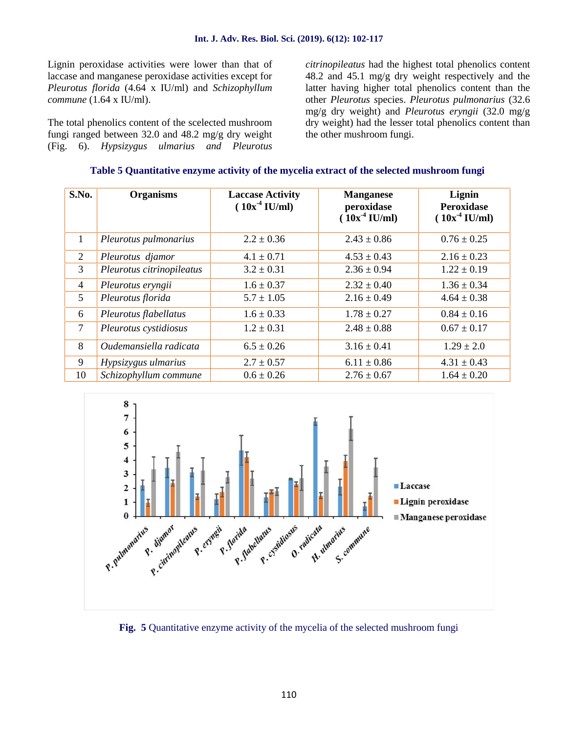Lignin peroxidase activities were lower than that of laccase and manganese peroxidase activities except for *Pleurotus florida* (4.64 x IU/ml) and *Schizophyllum commune* (1.64 x IU/ml).

The total phenolics content of the scelected mushroom fungi ranged between 32.0 and 48.2 mg/g dry weight (Fig. 6). *Hypsizygus ulmarius and Pleurotus citrinopileatus* had the highest total phenolics content 48.2 and 45.1 mg/g dry weight respectively and the latter having higher total phenolics content than the other *Pleurotus* species. *Pleurotus pulmonarius* (32.6 mg/g dry weight) and *Pleurotus eryngii* (32.0 mg/g dry weight) had the lesser total phenolics content than the other mushroom fungi.

**Table 5 Quantitative enzyme activity of the mycelia extract of the selected mushroom fungi**

| S.No. | Organisms | Laccase Activity ( $10x^{-4}$ IU/ml) | Manganese peroxidase ( $10x^{-4}$ IU/ml) | Lignin Peroxidase ( $10x^{-4}$ IU/ml) |
|---|---|---|---|---|
| 1 | *Pleurotus pulmonarius* | 2.2 ± 0.36 | 2.43 ± 0.86 | 0.76 ± 0.25 |
| 2 | *Pleurotus djamor* | 4.1 ± 0.71 | 4.53 ± 0.43 | 2.16 ± 0.23 |
| 3 | *Pleurotus citrinopileatus* | 3.2 ± 0.31 | 2.36 ± 0.94 | 1.22 ± 0.19 |
| 4 | *Pleurotus eryngii* | 1.6 ± 0.37 | 2.32 ± 0.40 | 1.36 ± 0.34 |
| 5 | *Pleurotus florida* | 5.7 ± 1.05 | 2.16 ± 0.49 | 4.64 ± 0.38 |
| 6 | *Pleurotus flabellatus* | 1.6 ± 0.33 | 1.78 ± 0.27 | 0.84 ± 0.16 |
| 7 | *Pleurotus cystidiosus* | 1.2 ± 0.31 | 2.48 ± 0.88 | 0.67 ± 0.17 |
| 8 | *Oudemansiella radicata* | 6.5 ± 0.26 | 3.16 ± 0.41 | 1.29 ± 2.0 |
| 9 | *Hypsizygus ulmarius* | 2.7 ± 0.57 | 6.11 ± 0.86 | 4.31 ± 0.43 |
| 10 | *Schizophyllum commune* | 0.6 ± 0.26 | 2.76 ± 0.67 | 1.64 ± 0.20 |

**Fig. 5** Quantitative enzyme activity of the mycelia of the selected mushroom fungi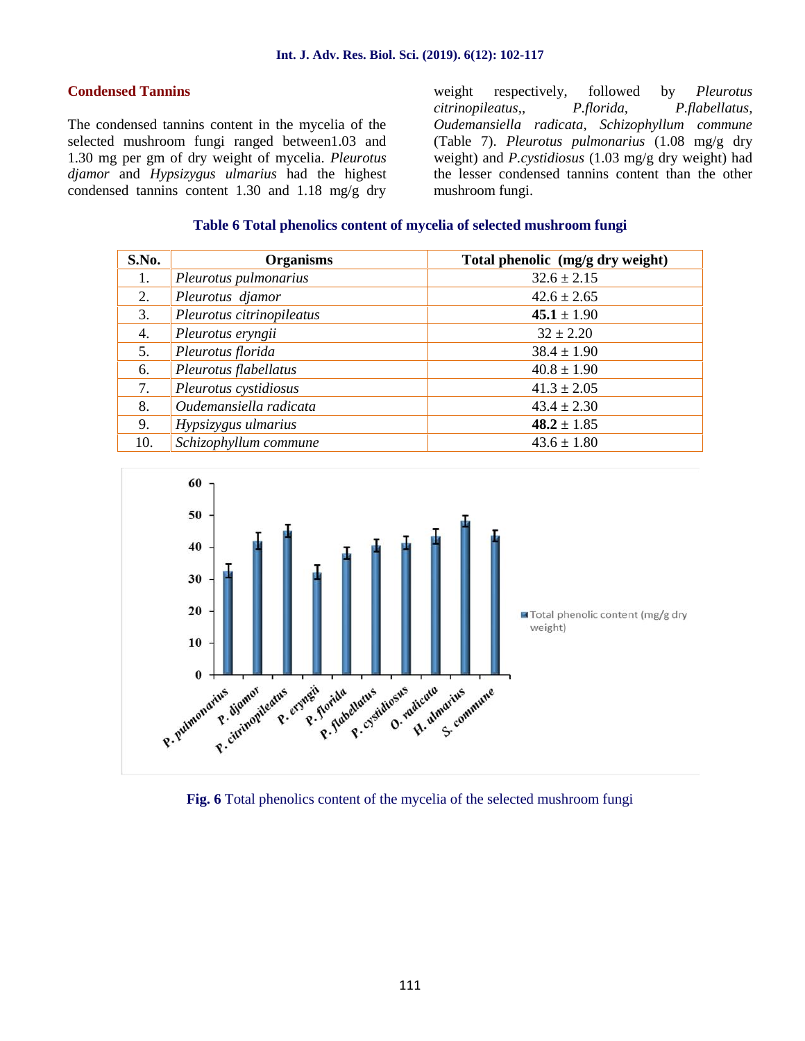### Condensed Tannins

The condensed tannins content in the mycelia of the selected mushroom fungi ranged between1.03 and 1.30 mg per gm of dry weight of mycelia. *Pleurotus djamor* and *Hypsizygus ulmarius* had the highest condensed tannins content 1.30 and 1.18 mg/g dry weight respectively, followed by *Pleurotus citrinopileatus,, P.florida, P.flabellatus, Oudemansiella radicata, Schizophyllum commune* (Table 7). *Pleurotus pulmonarius* (1.08 mg/g dry weight) and *P.cystidiosus* (1.03 mg/g dry weight) had the lesser condensed tannins content than the other mushroom fungi.

**Table 6 Total phenolics content of mycelia of selected mushroom fungi**

| S.No. | Organisms | Total phenolic (mg/g dry weight) |
|---|---|---|
| 1. | *Pleurotus pulmonarius* | 32.6 ± 2.15 |
| 2. | *Pleurotus djamor* | 42.6 ± 2.65 |
| 3. | *Pleurotus citrinopileatus* | **45.1** ± 1.90 |
| 4. | *Pleurotus eryngii* | 32 ± 2.20 |
| 5. | *Pleurotus florida* | 38.4 ± 1.90 |
| 6. | *Pleurotus flabellatus* | 40.8 ± 1.90 |
| 7. | *Pleurotus cystidiosus* | 41.3 ± 2.05 |
| 8. | *Oudemansiella radicata* | 43.4 ± 2.30 |
| 9. | *Hypsizygus ulmarius* | **48.2** ± 1.85 |
| 10. | *Schizophyllum commune* | 43.6 ± 1.80 |

**Fig. 6** Total phenolics content of the mycelia of the selected mushroom fungi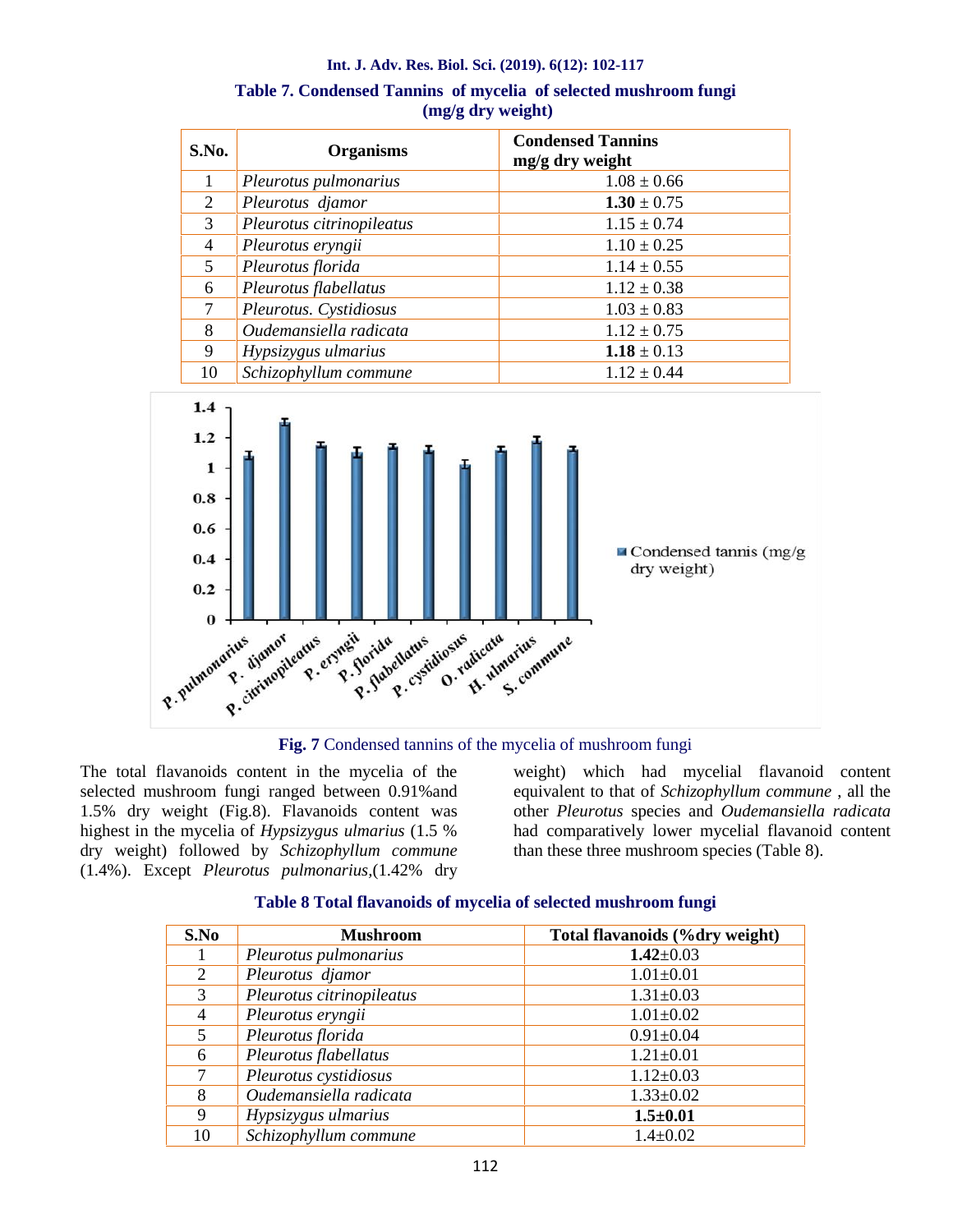**Table 7. Condensed Tannins of mycelia of selected mushroom fungi (mg/g dry weight)**

| S.No. | Organisms | Condensed Tannins mg/g dry weight |
|---|---|---|
| 1 | *Pleurotus pulmonarius* | 1.08 ± 0.66 |
| 2 | *Pleurotus djamor* | **1.30** ± 0.75 |
| 3 | *Pleurotus citrinopileatus* | 1.15 ± 0.74 |
| 4 | *Pleurotus eryngii* | 1.10 ± 0.25 |
| 5 | *Pleurotus florida* | 1.14 ± 0.55 |
| 6 | *Pleurotus flabellatus* | 1.12 ± 0.38 |
| 7 | *Pleurotus. Cystidiosus* | 1.03 ± 0.83 |
| 8 | *Oudemansiella radicata* | 1.12 ± 0.75 |
| 9 | *Hypsizygus ulmarius* | **1.18** ± 0.13 |
| 10 | *Schizophyllum commune* | 1.12 ± 0.44 |

**Fig. 7** Condensed tannins of the mycelia of mushroom fungi

The total flavanoids content in the mycelia of the selected mushroom fungi ranged between 0.91%and 1.5% dry weight (Fig.8). Flavanoids content was highest in the mycelia of *Hypsizygus ulmarius* (1.5 % dry weight) followed by *Schizophyllum commune* (1.4%). Except *Pleurotus pulmonarius*,(1.42% dry weight) which had mycelial flavanoid content equivalent to that of *Schizophyllum commune* , all the other *Pleurotus* species and *Oudemansiella radicata* had comparatively lower mycelial flavanoid content than these three mushroom species (Table 8).

**Table 8 Total flavanoids of mycelia of selected mushroom fungi**

| S.No | Mushroom | Total flavanoids (%dry weight) |
|---|---|---|
| 1 | *Pleurotus pulmonarius* | **1.42**±0.03 |
| 2 | *Pleurotus djamor* | 1.01±0.01 |
| 3 | *Pleurotus citrinopileatus* | 1.31±0.03 |
| 4 | *Pleurotus eryngii* | 1.01±0.02 |
| 5 | *Pleurotus florida* | 0.91±0.04 |
| 6 | *Pleurotus flabellatus* | 1.21±0.01 |
| 7 | *Pleurotus cystidiosus* | 1.12±0.03 |
| 8 | *Oudemansiella radicata* | 1.33±0.02 |
| 9 | *Hypsizygus ulmarius* | **1.5±0.01** |
| 10 | *Schizophyllum commune* | 1.4±0.02 |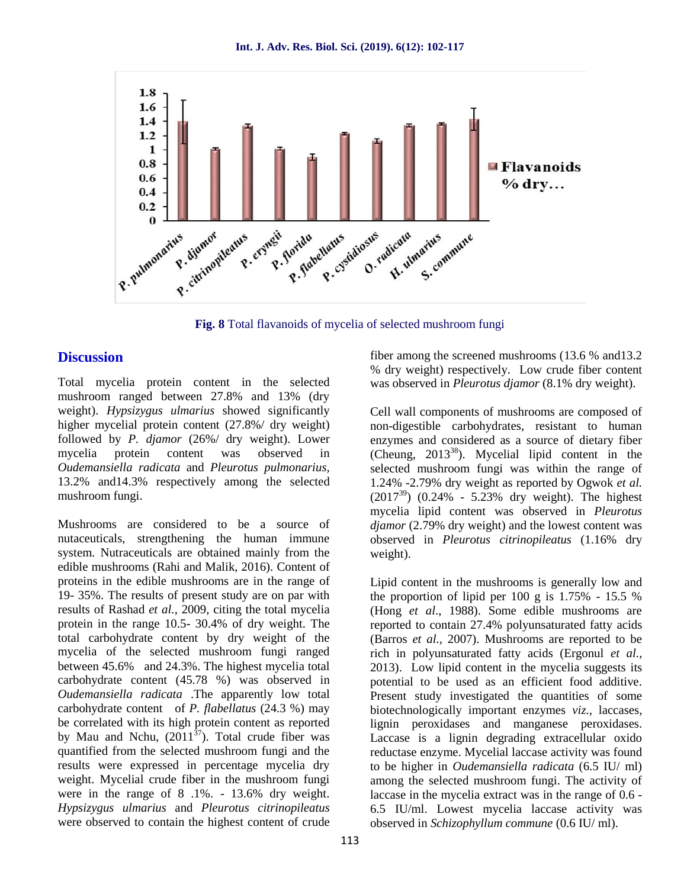**Fig. 8** Total flavanoids of mycelia of selected mushroom fungi

## Discussion

Total mycelia protein content in the selected mushroom ranged between 27.8% and 13% (dry weight). *Hypsizygus ulmarius* showed significantly higher mycelial protein content (27.8%/ dry weight) followed by *P. djamor* (26%/ dry weight). Lower mycelia protein content was observed in *Oudemansiella radicata* and *Pleurotus pulmonarius,* 13.2% and14.3% respectively among the selected mushroom fungi.

Mushrooms are considered to be a source of nutaceuticals, strengthening the human immune system. Nutraceuticals are obtained mainly from the edible mushrooms (Rahi and Malik, 2016). Content of proteins in the edible mushrooms are in the range of 19- 35%. The results of present study are on par with results of Rashad *et al.*, 2009, citing the total mycelia protein in the range 10.5- 30.4% of dry weight. The total carbohydrate content by dry weight of the mycelia of the selected mushroom fungi ranged between 45.6% and 24.3%. The highest mycelia total carbohydrate content (45.78 %) was observed in *Oudemansiella radicata* .The apparently low total carbohydrate content of *P. flabellatus* (24.3 %) may be correlated with its high protein content as reported by Mau and Nchu, (2011[37]). Total crude fiber was quantified from the selected mushroom fungi and the results were expressed in percentage mycelia dry weight. Mycelial crude fiber in the mushroom fungi were in the range of 8 .1%. - 13.6% dry weight. *Hypsizygus ulmarius* and *Pleurotus citrinopileatus* were observed to contain the highest content of crude fiber among the screened mushrooms (13.6 % and13.2 % dry weight) respectively. Low crude fiber content was observed in *Pleurotus djamor* (8.1% dry weight).

Cell wall components of mushrooms are composed of non-digestible carbohydrates, resistant to human enzymes and considered as a source of dietary fiber (Cheung, 2013[38]). Mycelial lipid content in the selected mushroom fungi was within the range of 1.24% -2.79% dry weight as reported by Ogwok *et al.* (2017[39]) (0.24% - 5.23% dry weight). The highest mycelia lipid content was observed in *Pleurotus djamor* (2.79% dry weight) and the lowest content was observed in *Pleurotus citrinopileatus* (1.16% dry weight).

Lipid content in the mushrooms is generally low and the proportion of lipid per 100 g is 1.75% - 15.5 % (Hong *et al*., 1988). Some edible mushrooms are reported to contain 27.4% polyunsaturated fatty acids (Barros *et al.,* 2007). Mushrooms are reported to be rich in polyunsaturated fatty acids (Ergonul *et al.,* 2013). Low lipid content in the mycelia suggests its potential to be used as an efficient food additive. Present study investigated the quantities of some biotechnologically important enzymes *viz.,* laccases, lignin peroxidases and manganese peroxidases. Laccase is a lignin degrading extracellular oxido reductase enzyme. Mycelial laccase activity was found to be higher in *Oudemansiella radicata* (6.5 IU/ ml) among the selected mushroom fungi. The activity of laccase in the mycelia extract was in the range of 0.6 - 6.5 IU/ml. Lowest mycelia laccase activity was observed in *Schizophyllum commune* (0.6 IU/ ml).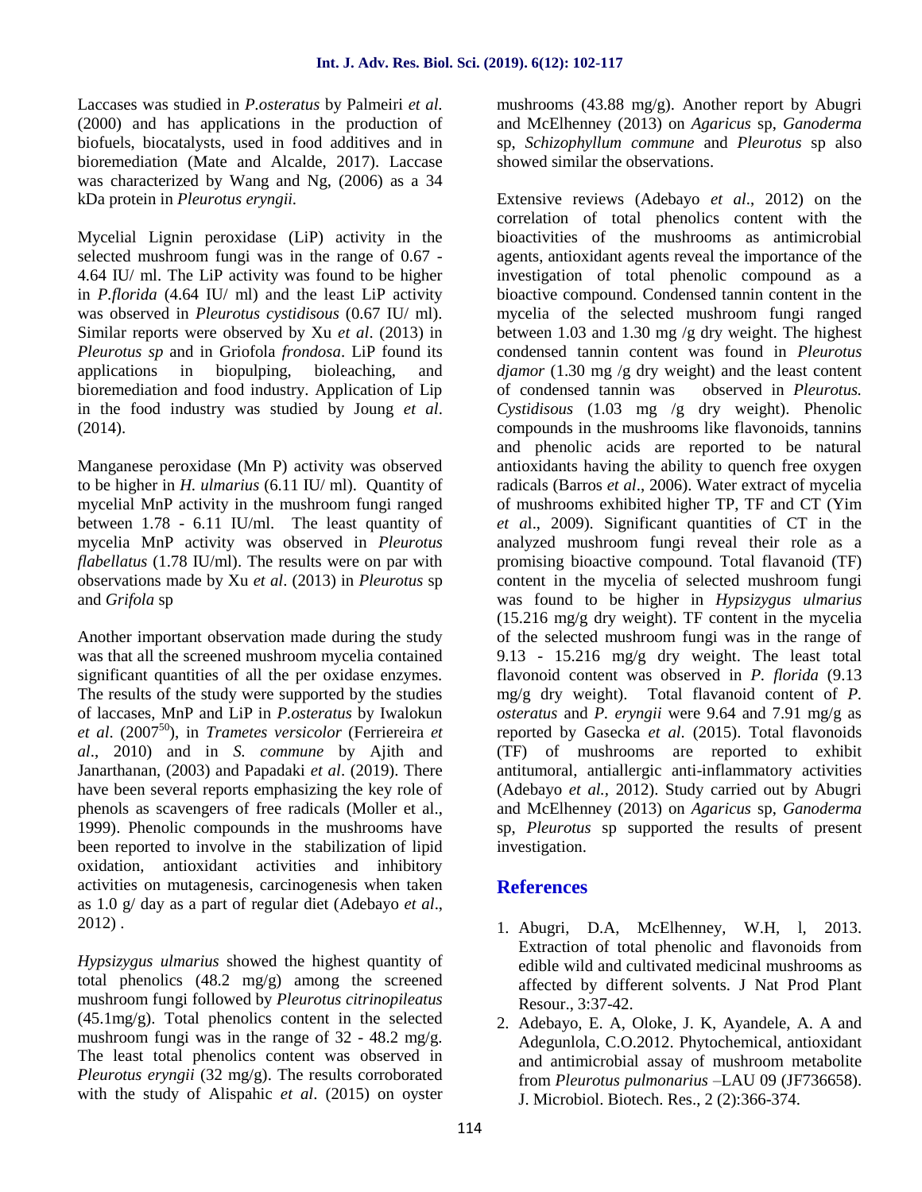Laccases was studied in *P.osteratus* by Palmeiri *et al*. (2000) and has applications in the production of biofuels, biocatalysts, used in food additives and in bioremediation (Mate and Alcalde, 2017). Laccase was characterized by Wang and Ng, (2006) as a 34 kDa protein in *Pleurotus eryngii.*

Mycelial Lignin peroxidase (LiP) activity in the selected mushroom fungi was in the range of 0.67 - 4.64 IU/ ml. The LiP activity was found to be higher in *P.florida* (4.64 IU/ ml) and the least LiP activity was observed in *Pleurotus cystidisous* (0.67 IU/ ml). Similar reports were observed by Xu *et al*. (2013) in *Pleurotus sp* and in Griofola *frondosa*. LiP found its applications in biopulping, bioleaching, and bioremediation and food industry. Application of Lip in the food industry was studied by Joung *et al*. (2014).

Manganese peroxidase (Mn P) activity was observed to be higher in *H. ulmarius* (6.11 IU/ ml). Quantity of mycelial MnP activity in the mushroom fungi ranged between 1.78 - 6.11 IU/ml. The least quantity of mycelia MnP activity was observed in *Pleurotus flabellatus* (1.78 IU/ml). The results were on par with observations made by Xu *et al*. (2013) in *Pleurotus* sp and *Grifola* sp

Another important observation made during the study was that all the screened mushroom mycelia contained significant quantities of all the per oxidase enzymes. The results of the study were supported by the studies of laccases, MnP and LiP in *P.osteratus* by Iwalokun *et al*. (2007[50]), in *Trametes versicolor* (Ferriereira *et al*., 2010) and in *S. commune* by Ajith and Janarthanan, (2003) and Papadaki *et al*. (2019). There have been several reports emphasizing the key role of phenols as scavengers of free radicals (Moller et al., 1999). Phenolic compounds in the mushrooms have been reported to involve in the stabilization of lipid oxidation, antioxidant activities and inhibitory activities on mutagenesis, carcinogenesis when taken as 1.0 g/ day as a part of regular diet (Adebayo *et al*., 2012) .

*Hypsizygus ulmarius* showed the highest quantity of total phenolics (48.2 mg/g) among the screened mushroom fungi followed by *Pleurotus citrinopileatus* (45.1mg/g). Total phenolics content in the selected mushroom fungi was in the range of 32 - 48.2 mg/g. The least total phenolics content was observed in *Pleurotus eryngii* (32 mg/g). The results corroborated with the study of Alispahic *et al*. (2015) on oyster mushrooms (43.88 mg/g). Another report by Abugri and McElhenney (2013) on *Agaricus* sp, *Ganoderma* sp, *Schizophyllum commune* and *Pleurotus* sp also showed similar the observations.

Extensive reviews (Adebayo *et al*., 2012) on the correlation of total phenolics content with the bioactivities of the mushrooms as antimicrobial agents, antioxidant agents reveal the importance of the investigation of total phenolic compound as a bioactive compound. Condensed tannin content in the mycelia of the selected mushroom fungi ranged between 1.03 and 1.30 mg /g dry weight. The highest condensed tannin content was found in *Pleurotus djamor* (1.30 mg /g dry weight) and the least content of condensed tannin was observed in *Pleurotus. Cystidisous* (1.03 mg /g dry weight). Phenolic compounds in the mushrooms like flavonoids, tannins and phenolic acids are reported to be natural antioxidants having the ability to quench free oxygen radicals (Barros *et al*., 2006). Water extract of mycelia of mushrooms exhibited higher TP, TF and CT (Yim *et a*l., 2009). Significant quantities of CT in the analyzed mushroom fungi reveal their role as a promising bioactive compound. Total flavanoid (TF) content in the mycelia of selected mushroom fungi was found to be higher in *Hypsizygus ulmarius* (15.216 mg/g dry weight). TF content in the mycelia of the selected mushroom fungi was in the range of 9.13 - 15.216 mg/g dry weight. The least total flavonoid content was observed in *P. florida* (9.13 mg/g dry weight). Total flavanoid content of *P. osteratus* and *P. eryngii* were 9.64 and 7.91 mg/g as reported by Gasecka *et al*. (2015). Total flavonoids (TF) of mushrooms are reported to exhibit antitumoral, antiallergic anti-inflammatory activities (Adebayo *et al.*, 2012). Study carried out by Abugri and McElhenney (2013) on *Agaricus* sp, *Ganoderma* sp, *Pleurotus* sp supported the results of present investigation.

## References

1. Abugri, D.A, McElhenney, W.H, l, 2013. Extraction of total phenolic and flavonoids from edible wild and cultivated medicinal mushrooms as affected by different solvents. J Nat Prod Plant Resour., 3:37-42.
2. Adebayo, E. A, Oloke, J. K, Ayandele, A. A and Adegunlola, C.O.2012. Phytochemical, antioxidant and antimicrobial assay of mushroom metabolite from *Pleurotus pulmonarius* –LAU 09 (JF736658). J. Microbiol. Biotech. Res., 2 (2):366-374.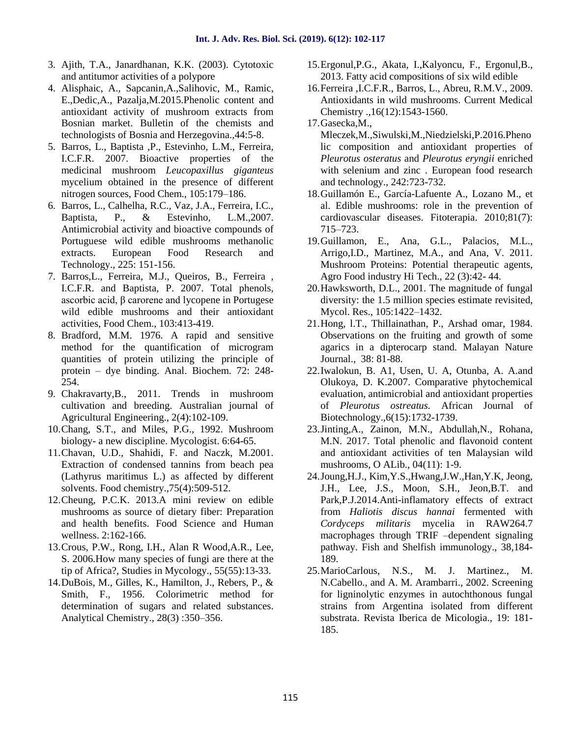3. Ajith, T.A., Janardhanan, K.K. (2003). Cytotoxic and antitumor activities of a polypore
4. Alisphaic, A., Sapcanin,A.,Salihovic, M., Ramic, E.,Dedic,A., Pazalja,M.2015.Phenolic content and antioxidant activity of mushroom extracts from Bosnian market. Bulletin of the chemists and technologists of Bosnia and Herzegovina.,44:5-8.
5. Barros, L., Baptista ,P., Estevinho, L.M., Ferreira, I.C.F.R. 2007. Bioactive properties of the medicinal mushroom *Leucopaxillus giganteus* mycelium obtained in the presence of different nitrogen sources, Food Chem., 105:179–186.
6. Barros, L., Calhelha, R.C., Vaz, J.A., Ferreira, I.C., Baptista, P., & Estevinho, L.M.,2007. Antimicrobial activity and bioactive compounds of Portuguese wild edible mushrooms methanolic extracts. European Food Research and Technology., 225: 151-156.
7. Barros,L., Ferreira, M.J., Queiros, B., Ferreira , I.C.F.R. and Baptista, P. 2007. Total phenols, ascorbic acid, β carorene and lycopene in Portugese wild edible mushrooms and their antioxidant activities, Food Chem., 103:413-419.
8. Bradford, M.M. 1976. A rapid and sensitive method for the quantification of microgram quantities of protein utilizing the principle of protein – dye binding. Anal. Biochem. 72: 248-254.
9. Chakravarty,B., 2011. Trends in mushroom cultivation and breeding. Australian journal of Agricultural Engineering., 2(4):102-109.
10. Chang, S.T., and Miles, P.G., 1992. Mushroom biology- a new discipline. Mycologist. 6:64-65.
11. Chavan, U.D., Shahidi, F. and Naczk, M.2001. Extraction of condensed tannins from beach pea (Lathyrus maritimus L.) as affected by different solvents. Food chemistry.,75(4):509-512.
12. Cheung, P.C.K. 2013.A mini review on edible mushrooms as source of dietary fiber: Preparation and health benefits. Food Science and Human wellness. 2:162-166.
13. Crous, P.W., Rong, I.H., Alan R Wood,A.R., Lee, S. 2006.How many species of fungi are there at the tip of Africa?, Studies in Mycology., 55(55):13-33.
14. DuBois, M., Gilles, K., Hamilton, J., Rebers, P., & Smith, F., 1956. Colorimetric method for determination of sugars and related substances. Analytical Chemistry., 28(3) :350–356.
15. Ergonul,P.G., Akata, I.,Kalyoncu, F., Ergonul,B., 2013. Fatty acid compositions of six wild edible
16. Ferreira ,I.C.F.R., Barros, L., Abreu, R.M.V., 2009. Antioxidants in wild mushrooms. Current Medical Chemistry .,16(12):1543-1560.
17. Gasecka,M., Mleczek,M.,Siwulski,M.,Niedzielski,P.2016.Phenolic composition and antioxidant properties of *Pleurotus osteratus* and *Pleurotus eryngii* enriched with selenium and zinc . European food research and technology., 242:723-732.
18. Guillamón E., García-Lafuente A., Lozano M., et al. Edible mushrooms: role in the prevention of cardiovascular diseases. Fitoterapia. 2010;81(7): 715–723.
19. Guillamon, E., Ana, G.L., Palacios, M.L., Arrigo,I.D., Martinez, M.A., and Ana, V. 2011. Mushroom Proteins: Potential therapeutic agents, Agro Food industry Hi Tech., 22 (3):42- 44.
20. Hawksworth, D.L., 2001. The magnitude of fungal diversity: the 1.5 million species estimate revisited, Mycol. Res., 105:1422–1432.
21. Hong, l.T., Thillainathan, P., Arshad omar, 1984. Observations on the fruiting and growth of some agarics in a dipterocarp stand. Malayan Nature Journal., 38: 81-88.
22. Iwalokun, B. A1, Usen, U. A, Otunba, A. A.and Olukoya, D. K.2007. Comparative phytochemical evaluation, antimicrobial and antioxidant properties of *Pleurotus ostreatus.* African Journal of Biotechnology.,6(15):1732-1739.
23. Jinting,A., Zainon, M.N., Abdullah,N., Rohana, M.N. 2017. Total phenolic and flavonoid content and antioxidant activities of ten Malaysian wild mushrooms, O ALib., 04(11): 1-9.
24. Joung,H.J., Kim,Y.S.,Hwang,J.W.,Han,Y.K, Jeong, J.H., Lee, J.S., Moon, S.H., Jeon,B.T. and Park,P.J.2014.Anti-inflamatory effects of extract from *Haliotis discus hannai* fermented with *Cordyceps militaris* mycelia in RAW264.7 macrophages through TRIF –dependent signaling pathway. Fish and Shelfish immunology., 38,184-189.
25. MarioCarlous, N.S., M. J. Martinez., M. N.Cabello., and A. M. Arambarri., 2002. Screening for ligninolytic enzymes in autochthonous fungal strains from Argentina isolated from different substrata. Revista Iberica de Micologia., 19: 181-185.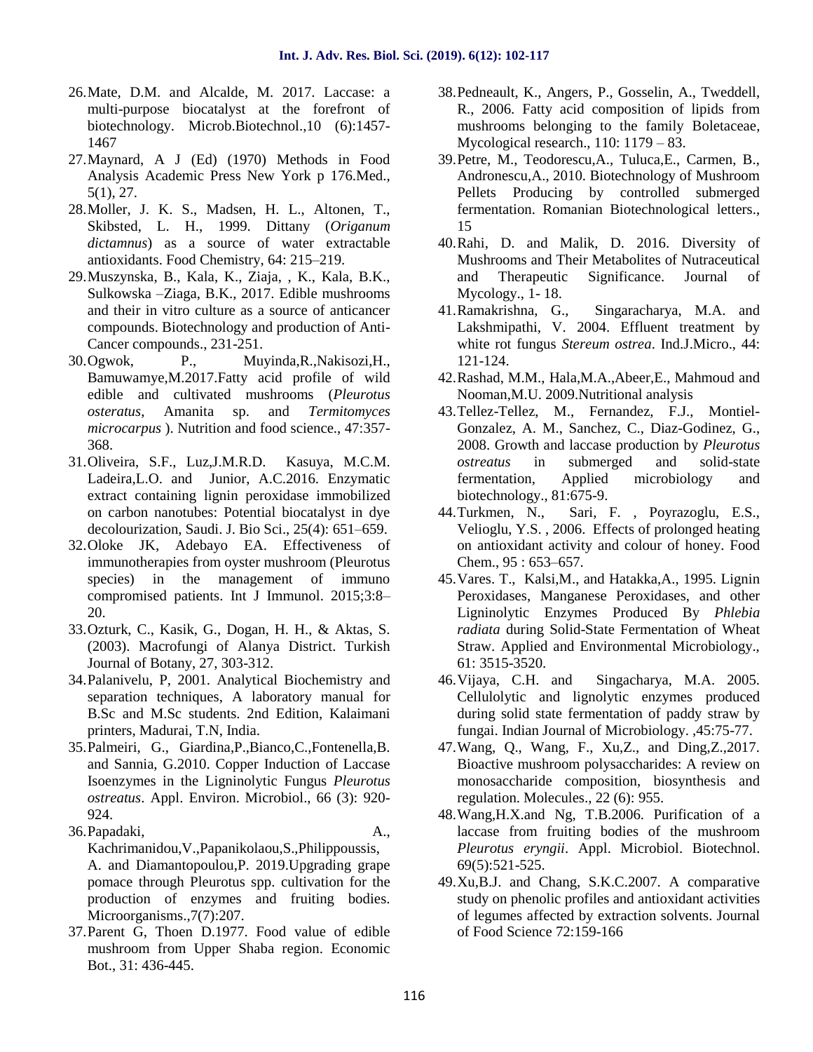26. Mate, D.M. and Alcalde, M. 2017. Laccase: a multi-purpose biocatalyst at the forefront of biotechnology. Microb.Biotechnol.,10 (6):1457-1467
27. Maynard, A J (Ed) (1970) Methods in Food Analysis Academic Press New York p 176.Med., 5(1), 27.
28. Moller, J. K. S., Madsen, H. L., Altonen, T., Skibsted, L. H., 1999. Dittany (*Origanum dictamnus*) as a source of water extractable antioxidants. Food Chemistry, 64: 215–219.
29. Muszynska, B., Kala, K., Ziaja, , K., Kala, B.K., Sulkowska –Ziaga, B.K., 2017. Edible mushrooms and their in vitro culture as a source of anticancer compounds. Biotechnology and production of Anti-Cancer compounds., 231-251.
30. Ogwok, P., Muyinda,R.,Nakisozi,H., Bamuwamye,M.2017.Fatty acid profile of wild edible and cultivated mushrooms (*Pleurotus osteratus*, Amanita sp. and *Termitomyces microcarpus* ). Nutrition and food science., 47:357-368.
31. Oliveira, S.F., Luz,J.M.R.D. Kasuya, M.C.M. Ladeira,L.O. and Junior, A.C.2016. Enzymatic extract containing lignin peroxidase immobilized on carbon nanotubes: Potential biocatalyst in dye decolourization, Saudi. J. Bio Sci., 25(4): 651–659.
32. Oloke JK, Adebayo EA. Effectiveness of immunotherapies from oyster mushroom (Pleurotus species) in the management of immuno compromised patients. Int J Immunol. 2015;3:8–20.
33. Ozturk, C., Kasik, G., Dogan, H. H., & Aktas, S. (2003). Macrofungi of Alanya District. Turkish Journal of Botany, 27, 303-312.
34. Palanivelu, P, 2001. Analytical Biochemistry and separation techniques, A laboratory manual for B.Sc and M.Sc students. 2nd Edition, Kalaimani printers, Madurai, T.N, India.
35. Palmeiri, G., Giardina,P.,Bianco,C.,Fontenella,B. and Sannia, G.2010. Copper Induction of Laccase Isoenzymes in the Ligninolytic Fungus *Pleurotus ostreatus*. Appl. Environ. Microbiol., 66 (3): 920-924.
36. Papadaki, A., Kachrimanidou,V.,Papanikolaou,S.,Philippoussis, A. and Diamantopoulou,P. 2019.Upgrading grape pomace through Pleurotus spp. cultivation for the production of enzymes and fruiting bodies. Microorganisms.,7(7):207.
37. Parent G, Thoen D.1977. Food value of edible mushroom from Upper Shaba region. Economic Bot., 31: 436-445.
38. Pedneault, K., Angers, P., Gosselin, A., Tweddell, R., 2006. Fatty acid composition of lipids from mushrooms belonging to the family Boletaceae, Mycological research., 110: 1179 – 83.
39. Petre, M., Teodorescu,A., Tuluca,E., Carmen, B., Andronescu,A., 2010. Biotechnology of Mushroom Pellets Producing by controlled submerged fermentation. Romanian Biotechnological letters., 15
40. Rahi, D. and Malik, D. 2016. Diversity of Mushrooms and Their Metabolites of Nutraceutical and Therapeutic Significance. Journal of Mycology., 1- 18.
41. Ramakrishna, G., Singaracharya, M.A. and Lakshmipathi, V. 2004. Effluent treatment by white rot fungus *Stereum ostrea*. Ind.J.Micro., 44: 121-124.
42. Rashad, M.M., Hala,M.A.,Abeer,E., Mahmoud and Nooman,M.U. 2009.Nutritional analysis
43. Tellez-Tellez, M., Fernandez, F.J., Montiel-Gonzalez, A. M., Sanchez, C., Diaz-Godinez, G., 2008. Growth and laccase production by *Pleurotus ostreatus* in submerged and solid-state fermentation, Applied microbiology and biotechnology., 81:675-9.
44. Turkmen, N., Sari, F. , Poyrazoglu, E.S., Velioglu, Y.S. , 2006. Effects of prolonged heating on antioxidant activity and colour of honey. Food Chem., 95 : 653–657.
45. Vares. T., Kalsi,M., and Hatakka,A., 1995. Lignin Peroxidases, Manganese Peroxidases, and other Ligninolytic Enzymes Produced By *Phlebia radiata* during Solid-State Fermentation of Wheat Straw. Applied and Environmental Microbiology., 61: 3515-3520.
46. Vijaya, C.H. and Singacharya, M.A. 2005. Cellulolytic and lignolytic enzymes produced during solid state fermentation of paddy straw by fungai. Indian Journal of Microbiology. ,45:75-77.
47. Wang, Q., Wang, F., Xu,Z., and Ding,Z.,2017. Bioactive mushroom polysaccharides: A review on monosaccharide composition, biosynthesis and regulation. Molecules., 22 (6): 955.
48. Wang,H.X.and Ng, T.B.2006. Purification of a laccase from fruiting bodies of the mushroom *Pleurotus eryngii*. Appl. Microbiol. Biotechnol. 69(5):521-525.
49. Xu,B.J. and Chang, S.K.C.2007. A comparative study on phenolic profiles and antioxidant activities of legumes affected by extraction solvents. Journal of Food Science 72:159-166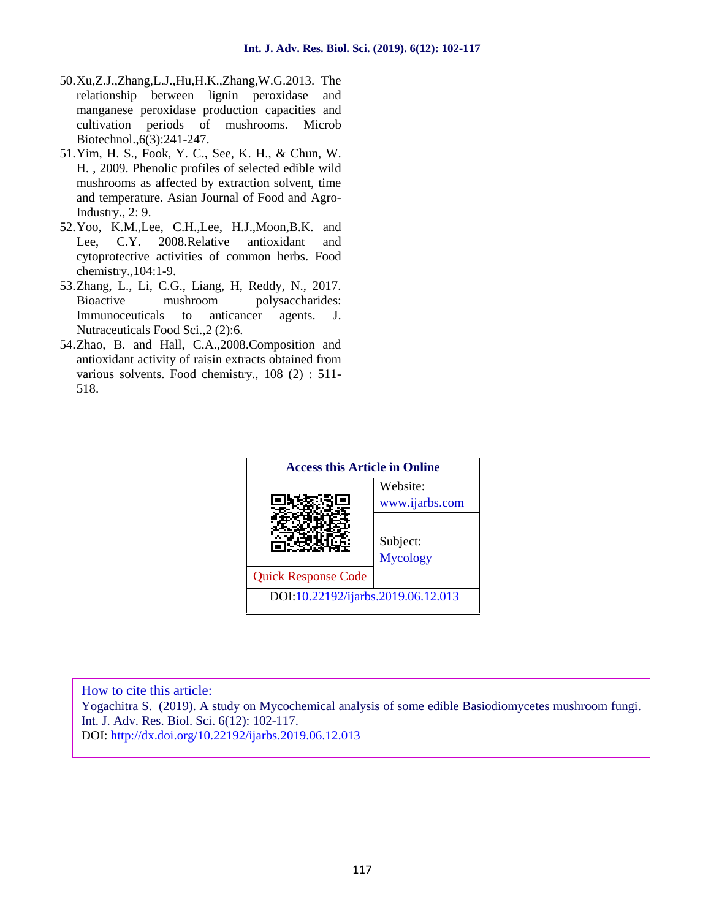50. Xu,Z.J.,Zhang,L.J.,Hu,H.K.,Zhang,W.G.2013. The relationship between lignin peroxidase and manganese peroxidase production capacities and cultivation periods of mushrooms. Microb Biotechnol.,6(3):241-247.
51. Yim, H. S., Fook, Y. C., See, K. H., & Chun, W. H. , 2009. Phenolic profiles of selected edible wild mushrooms as affected by extraction solvent, time and temperature. Asian Journal of Food and Agro-Industry., 2: 9.
52. Yoo, K.M.,Lee, C.H.,Lee, H.J.,Moon,B.K. and Lee, C.Y. 2008.Relative antioxidant and cytoprotective activities of common herbs. Food chemistry.,104:1-9.
53. Zhang, L., Li, C.G., Liang, H, Reddy, N., 2017. Bioactive mushroom polysaccharides: Immunoceuticals to anticancer agents. J. Nutraceuticals Food Sci.,2 (2):6.
54. Zhao, B. and Hall, C.A.,2008.Composition and antioxidant activity of raisin extracts obtained from various solvents. Food chemistry., 108 (2) : 511-518.

| Access this Article in Online | |
| --- | --- |
| | Website: www.ijarbs.com |
| Quick Response Code | Subject: Mycology |
| DOI:10.22192/ijarbs.2019.06.12.013 | |

How to cite this article:
Yogachitra S. (2019). A study on Mycochemical analysis of some edible Basiodiomycetes mushroom fungi. Int. J. Adv. Res. Biol. Sci. 6(12): 102-117.
DOI: http://dx.doi.org/10.22192/ijarbs.2019.06.12.013